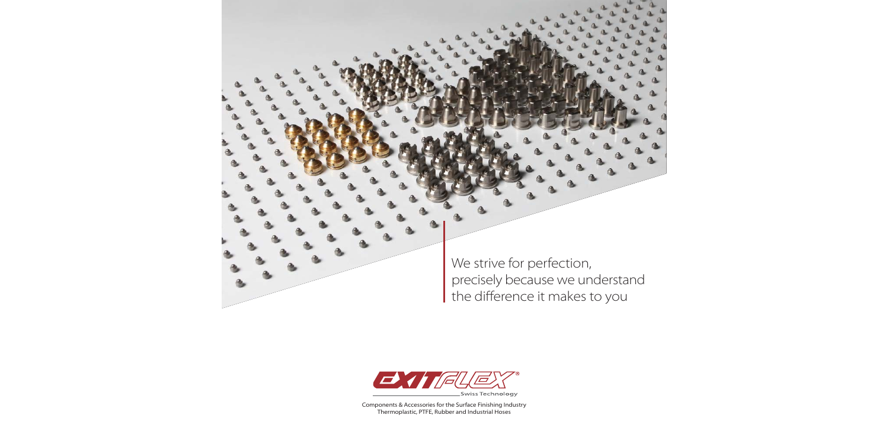We strive for perfection, precisely because we understand the difference it makes to you

EXITFLEX®

Swiss Technology

Components & Accessories for the Surface Finishing Industry
Thermoplastic, PTFE, Rubber and Industrial Hoses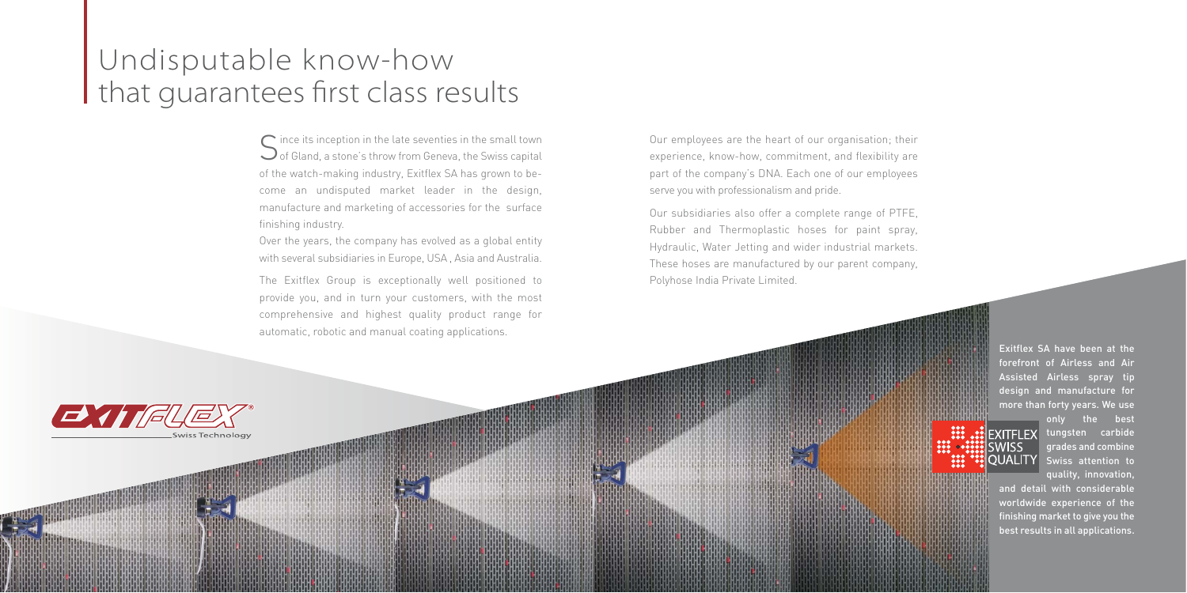# Undisputable know-how that guarantees first class results

Since its inception in the late seventies in the small town of Gland, a stone's throw from Geneva, the Swiss capital of the watch-making industry, Exitflex SA has grown to become an undisputed market leader in the design, manufacture and marketing of accessories for the surface finishing industry.

Over the years, the company has evolved as a global entity with several subsidiaries in Europe, USA , Asia and Australia.

The Exitflex Group is exceptionally well positioned to provide you, and in turn your customers, with the most comprehensive and highest quality product range for automatic, robotic and manual coating applications.

Our employees are the heart of our organisation; their experience, know-how, commitment, and flexibility are part of the company's DNA. Each one of our employees serve you with professionalism and pride.

Our subsidiaries also offer a complete range of PTFE, Rubber and Thermoplastic hoses for paint spray, Hydraulic, Water Jetting and wider industrial markets. These hoses are manufactured by our parent company, Polyhose India Private Limited.

EXITFLEX Swiss Technology

EXITFLEX SWISS QUALITY

Exitflex SA have been at the forefront of Airless and Air Assisted Airless spray tip design and manufacture for more than forty years. We use only the best tungsten carbide grades and combine Swiss attention to quality, innovation, and detail with considerable worldwide experience of the finishing market to give you the best results in all applications.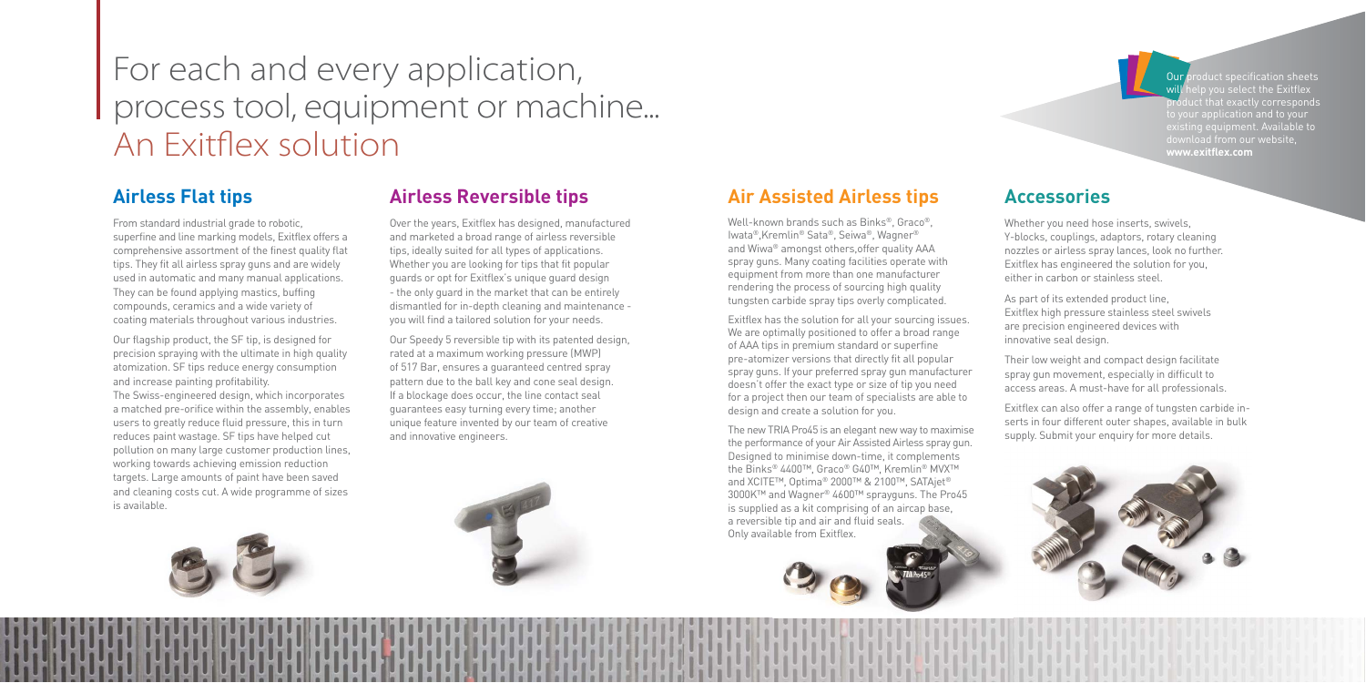# For each and every application, process tool, equipment or machine... An Exitflex solution

Our product specification sheets will help you select the Exitflex product that exactly corresponds to your application and to your existing equipment. Available to download from our website, **www.exitflex.com**

## Airless Flat tips

From standard industrial grade to robotic, superfine and line marking models, Exitflex offers a comprehensive assortment of the finest quality flat tips. They fit all airless spray guns and are widely used in automatic and many manual applications. They can be found applying mastics, buffing compounds, ceramics and a wide variety of coating materials throughout various industries.

Our flagship product, the SF tip, is designed for precision spraying with the ultimate in high quality atomization. SF tips reduce energy consumption and increase painting profitability.
The Swiss-engineered design, which incorporates a matched pre-orifice within the assembly, enables users to greatly reduce fluid pressure, this in turn reduces paint wastage. SF tips have helped cut pollution on many large customer production lines, working towards achieving emission reduction targets. Large amounts of paint have been saved and cleaning costs cut. A wide programme of sizes is available.

## Airless Reversible tips

Over the years, Exitflex has designed, manufactured and marketed a broad range of airless reversible tips, ideally suited for all types of applications. Whether you are looking for tips that fit popular guards or opt for Exitflex's unique guard design - the only guard in the market that can be entirely dismantled for in-depth cleaning and maintenance - you will find a tailored solution for your needs.

Our Speedy 5 reversible tip with its patented design, rated at a maximum working pressure (MWP) of 517 Bar, ensures a guaranteed centred spray pattern due to the ball key and cone seal design. If a blockage does occur, the line contact seal guarantees easy turning every time; another unique feature invented by our team of creative and innovative engineers.

## Air Assisted Airless tips

Well-known brands such as Binks®, Graco®, Iwata®,Kremlin® Sata®, Seiwa®, Wagner® and Wiwa® amongst others,offer quality AAA spray guns. Many coating facilities operate with equipment from more than one manufacturer rendering the process of sourcing high quality tungsten carbide spray tips overly complicated.

Exitflex has the solution for all your sourcing issues. We are optimally positioned to offer a broad range of AAA tips in premium standard or superfine pre-atomizer versions that directly fit all popular spray guns. If your preferred spray gun manufacturer doesn't offer the exact type or size of tip you need for a project then our team of specialists are able to design and create a solution for you.

The new TRIA Pro45 is an elegant new way to maximise the performance of your Air Assisted Airless spray gun. Designed to minimise down-time, it complements the Binks® 4400™, Graco® G40™, Kremlin® MVX™ and XCITE™, Optima® 2000™ & 2100™, SATAjet® 3000K™ and Wagner® 4600™ sprayguns. The Pro45 is supplied as a kit comprising of an aircap base, a reversible tip and air and fluid seals. Only available from Exitflex.

## Accessories

Whether you need hose inserts, swivels, Y-blocks, couplings, adaptors, rotary cleaning nozzles or airless spray lances, look no further. Exitflex has engineered the solution for you, either in carbon or stainless steel.

As part of its extended product line, Exitflex high pressure stainless steel swivels are precision engineered devices with innovative seal design.

Their low weight and compact design facilitate spray gun movement, especially in difficult to access areas. A must-have for all professionals.

Exitflex can also offer a range of tungsten carbide inserts in four different outer shapes, available in bulk supply. Submit your enquiry for more details.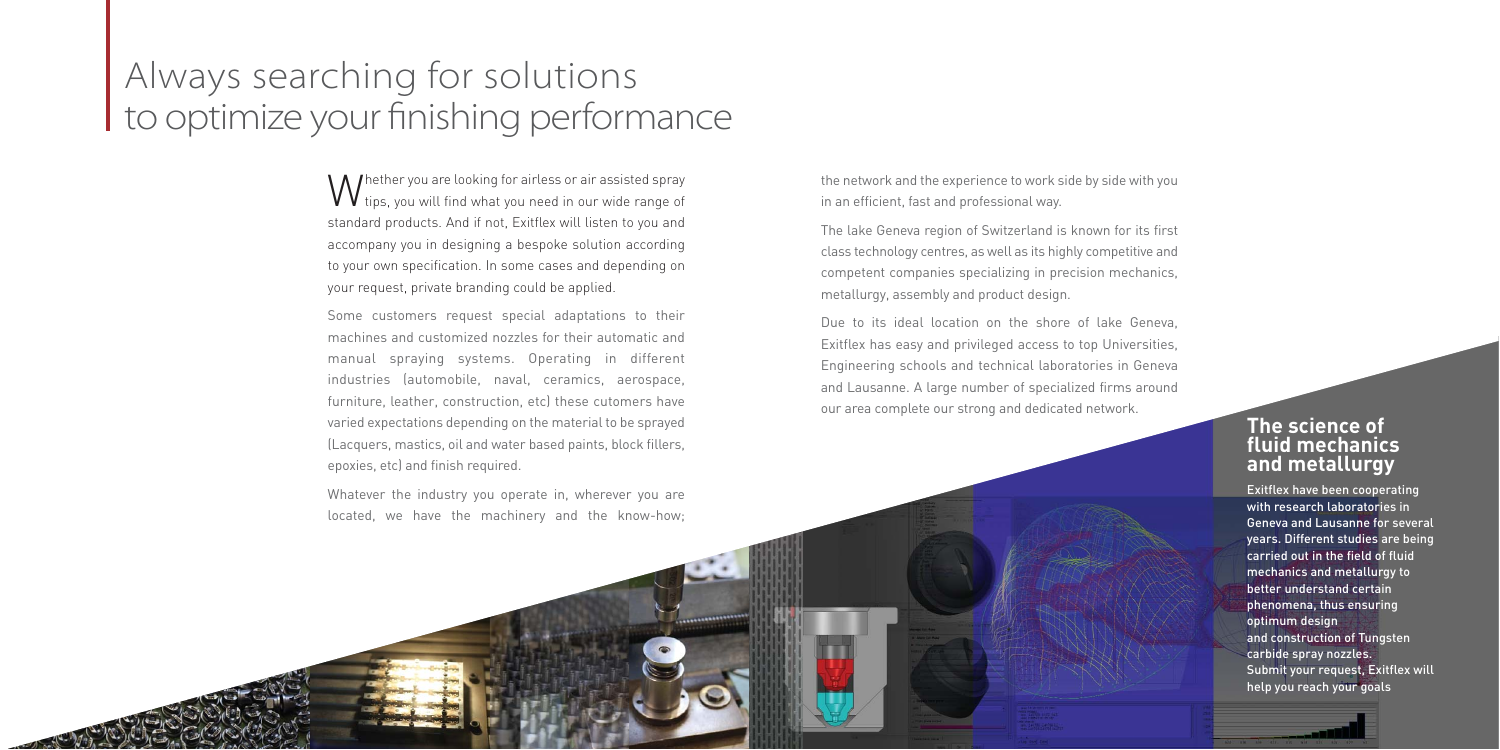# Always searching for solutions to optimize your finishing performance

Whether you are looking for airless or air assisted spray tips, you will find what you need in our wide range of standard products. And if not, Exitflex will listen to you and accompany you in designing a bespoke solution according to your own specification. In some cases and depending on your request, private branding could be applied.

Some customers request special adaptations to their machines and customized nozzles for their automatic and manual spraying systems. Operating in different industries (automobile, naval, ceramics, aerospace, furniture, leather, construction, etc) these cutomers have varied expectations depending on the material to be sprayed (Lacquers, mastics, oil and water based paints, block fillers, epoxies, etc) and finish required.

Whatever the industry you operate in, wherever you are located, we have the machinery and the know-how; the network and the experience to work side by side with you in an efficient, fast and professional way.

The lake Geneva region of Switzerland is known for its first class technology centres, as well as its highly competitive and competent companies specializing in precision mechanics, metallurgy, assembly and product design.

Due to its ideal location on the shore of lake Geneva, Exitflex has easy and privileged access to top Universities, Engineering schools and technical laboratories in Geneva and Lausanne. A large number of specialized firms around our area complete our strong and dedicated network.

## The science of fluid mechanics and metallurgy

Exitflex have been cooperating with research laboratories in Geneva and Lausanne for several years. Different studies are being carried out in the field of fluid mechanics and metallurgy to better understand certain phenomena, thus ensuring optimum design and construction of Tungsten carbide spray nozzles.
Submit your request, Exitflex will help you reach your goals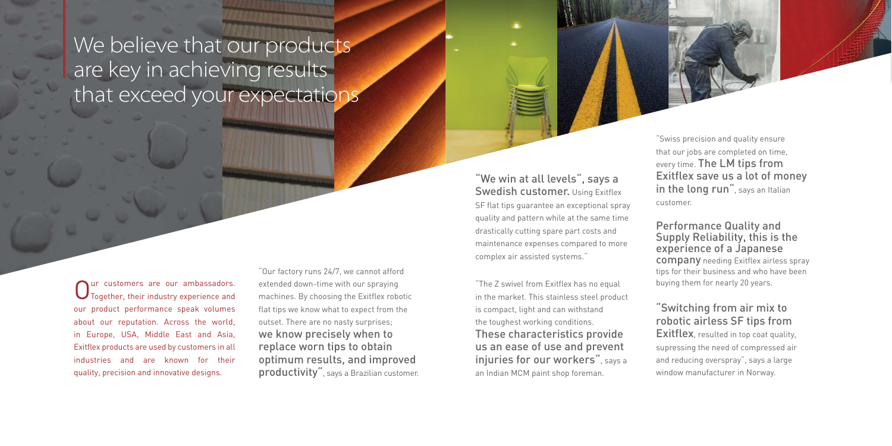# We believe that our products are key in achieving results that exceed your expectations

Our customers are our ambassadors. Together, their industry experience and our product performance speak volumes about our reputation. Across the world, in Europe, USA, Middle East and Asia, Exitflex products are used by customers in all industries and are known for their quality, precision and innovative designs.

"Our factory runs 24/7, we cannot afford extended down-time with our spraying machines. By choosing the Exitflex robotic flat tips we know what to expect from the outset. There are no nasty surprises; **we know precisely when to replace worn tips to obtain optimum results, and improved productivity**", says a Brazilian customer.

**"We win at all levels", says a Swedish customer.** Using Exitflex SF flat tips guarantee an exceptional spray quality and pattern while at the same time drastically cutting spare part costs and maintenance expenses compared to more complex air assisted systems."

"The Z swivel from Exitflex has no equal in the market. This stainless steel product is compact, light and can withstand the toughest working conditions. **These characteristics provide us an ease of use and prevent injuries for our workers**", says a an Indian MCM paint shop foreman.

"Swiss precision and quality ensure that our jobs are completed on time, every time. **The LM tips from Exitflex save us a lot of money in the long run**", says an Italian customer.

**Performance Quality and Supply Reliability, this is the experience of a Japanese company** needing Exitflex airless spray tips for their business and who have been buying them for nearly 20 years.

**"Switching from air mix to robotic airless SF tips from Exitflex**, resulted in top coat quality, supressing the need of compressed air and reducing overspray", says a large window manufacturer in Norway.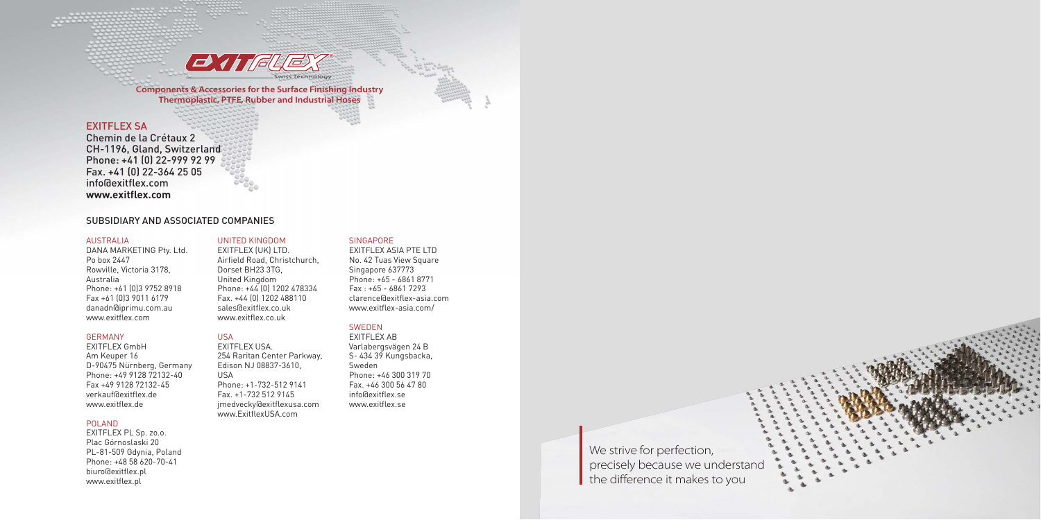Components & Accessories for the Surface Finishing Industry
Thermoplastic, PTFE, Rubber and Industrial Hoses

## EXITFLEX SA

Chemin de la Crétaux 2
CH-1196, Gland, Switzerland
Phone: +41 (0) 22-999 92 99
Fax. +41 (0) 22-364 25 05
info@exitflex.com
**www.exitflex.com**

## SUBSIDIARY AND ASSOCIATED COMPANIES

### AUSTRALIA

DANA MARKETING Pty. Ltd.
Po box 2447
Rowville, Victoria 3178,
Australia
Phone: +61 (0)3 9752 8918
Fax +61 (0)3 9011 6179
danadn@iprimu.com.au
www.exitflex.com

### GERMANY

EXITFLEX GmbH
Am Keuper 16
D-90475 Nürnberg, Germany
Phone: +49 9128 72132-40
Fax +49 9128 72132-45
verkauf@exitflex.de
www.exitflex.de

### POLAND

EXITFLEX PL Sp. zo.o.
Plac Górnoslaski 20
PL-81-509 Gdynia, Poland
Phone: +48 58 620-70-41
biuro@exitflex.pl
www.exitflex.pl

### UNITED KINGDOM

EXITFLEX (UK) LTD.
Airfield Road, Christchurch,
Dorset BH23 3TG,
United Kingdom
Phone: +44 (0) 1202 478334
Fax. +44 (0) 1202 488110
sales@exitflex.co.uk
www.exitflex.co.uk

### USA

EXITFLEX USA.
254 Raritan Center Parkway,
Edison NJ 08837-3610,
USA
Phone: +1-732-512 9141
Fax. +1-732 512 9145
jmedvecky@exitflexusa.com
www.ExitflexUSA.com

### SINGAPORE

EXITFLEX ASIA PTE LTD
No. 42 Tuas View Square
Singapore 637773
Phone: +65 - 6861 8771
Fax : +65 - 6861 7293
clarence@exitflex-asia.com
www.exitflex-asia.com/

### SWEDEN

EXITFLEX AB
Varlabergsvägen 24 B
S- 434 39 Kungsbacka,
Sweden
Phone: +46 300 319 70
Fax. +46 300 56 47 80
info@exitflex.se
www.exitflex.se

We strive for perfection,
precisely because we understand
the difference it makes to you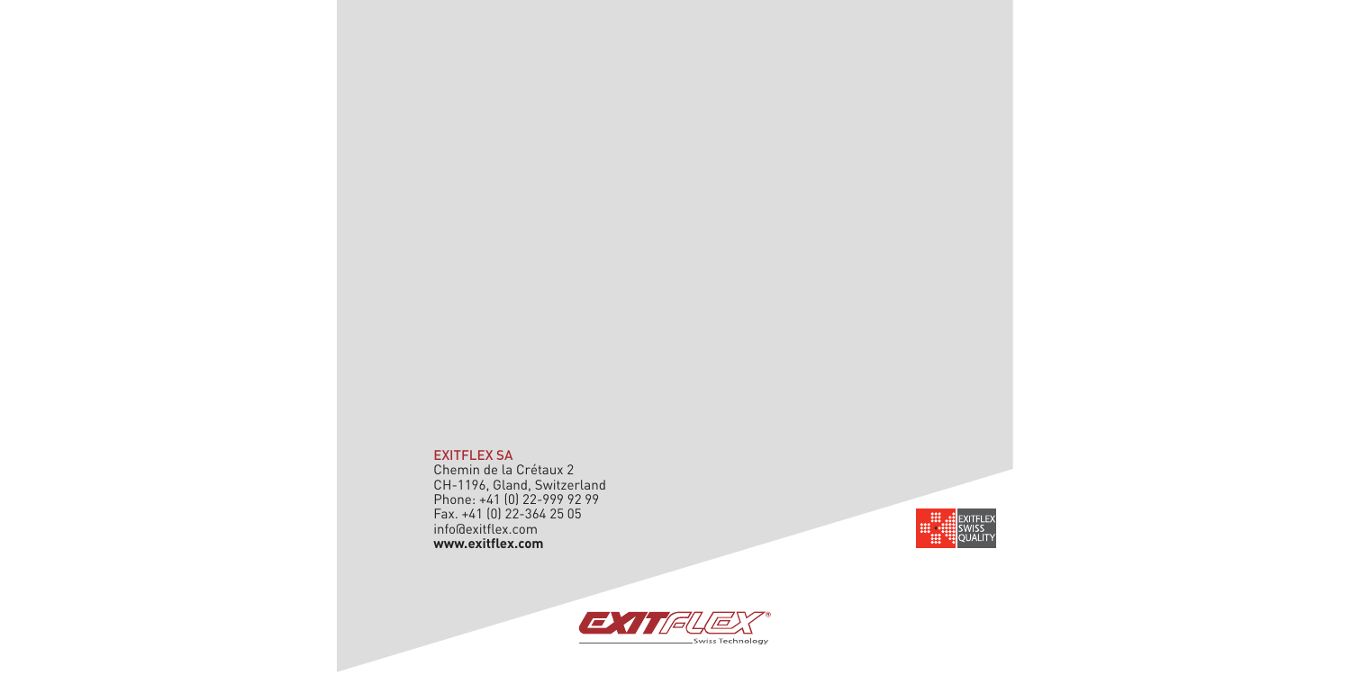EXITFLEX SA
Chemin de la Crétaux 2
CH-1196, Gland, Switzerland
Phone: +41 (0) 22-999 92 99
Fax. +41 (0) 22-364 25 05
info@exitflex.com
**www.exitflex.com**

EXITFLEX SWISS QUALITY

EXITFLEX®
Swiss Technology